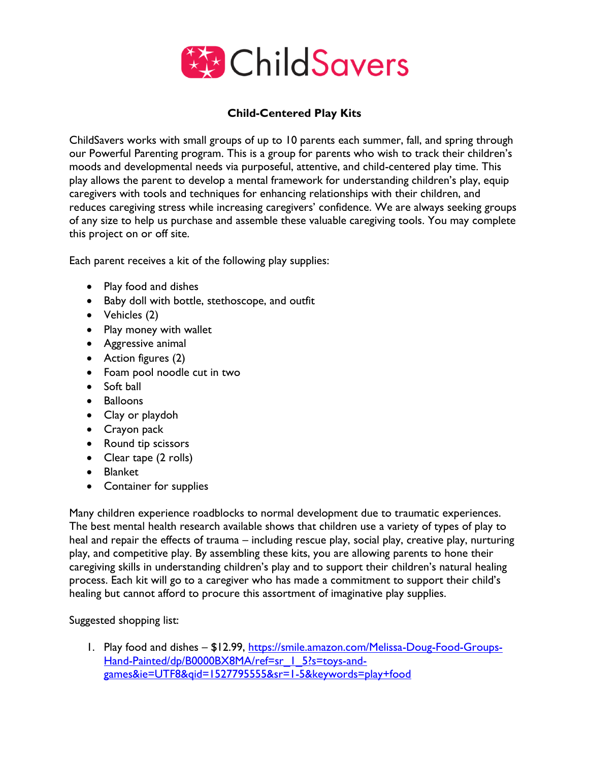# ChildSavers

## Child-Centered Play Kits

ChildSavers works with small groups of up to 10 parents each summer, fall, and spring through our Powerful Parenting program. This is a group for parents who wish to track their children's moods and developmental needs via purposeful, attentive, and child-centered play time. This play allows the parent to develop a mental framework for understanding children's play, equip caregivers with tools and techniques for enhancing relationships with their children, and reduces caregiving stress while increasing caregivers' confidence. We are always seeking groups of any size to help us purchase and assemble these valuable caregiving tools. You may complete this project on or off site.

Each parent receives a kit of the following play supplies:

- Play food and dishes
- Baby doll with bottle, stethoscope, and outfit
- Vehicles (2)
- Play money with wallet
- Aggressive animal
- Action figures (2)
- Foam pool noodle cut in two
- Soft ball
- Balloons
- Clay or playdoh
- Crayon pack
- Round tip scissors
- Clear tape (2 rolls)
- Blanket
- Container for supplies

Many children experience roadblocks to normal development due to traumatic experiences. The best mental health research available shows that children use a variety of types of play to heal and repair the effects of trauma – including rescue play, social play, creative play, nurturing play, and competitive play. By assembling these kits, you are allowing parents to hone their caregiving skills in understanding children's play and to support their children's natural healing process. Each kit will go to a caregiver who has made a commitment to support their child's healing but cannot afford to procure this assortment of imaginative play supplies.

Suggested shopping list:

1. Play food and dishes – $12.99, https://smile.amazon.com/Melissa-Doug-Food-Groups-Hand-Painted/dp/B0000BX8MA/ref=sr_1_5?s=toys-and-games&ie=UTF8&qid=1527795555&sr=1-5&keywords=play+food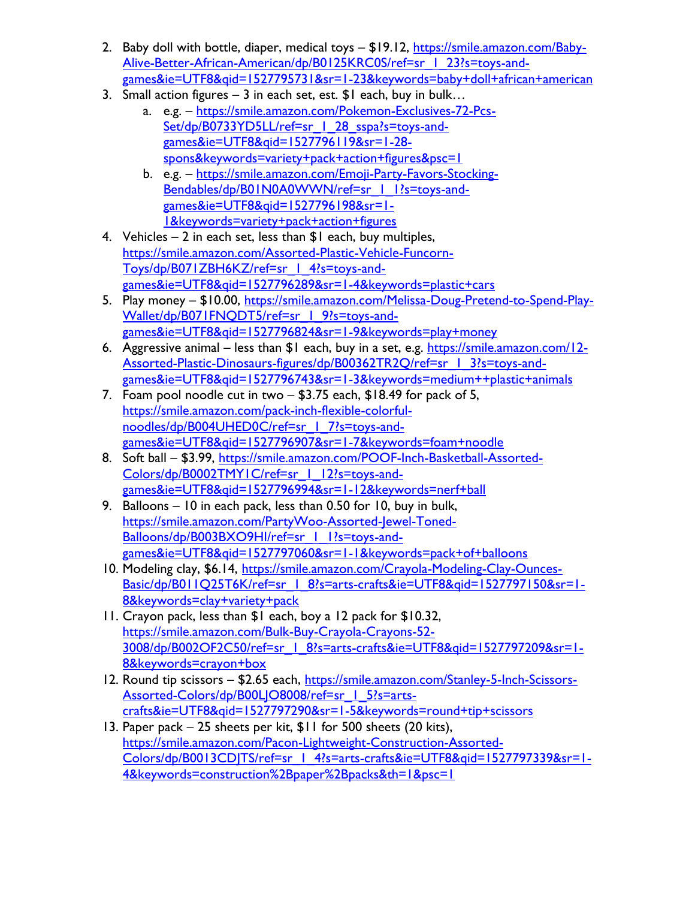2. Baby doll with bottle, diaper, medical toys – $19.12, https://smile.amazon.com/Baby-Alive-Better-African-American/dp/B0125KRC0S/ref=sr_1_23?s=toys-and-games&ie=UTF8&qid=1527795731&sr=1-23&keywords=baby+doll+african+american
3. Small action figures – 3 in each set, est. $1 each, buy in bulk…
   a. e.g. – https://smile.amazon.com/Pokemon-Exclusives-72-Pcs-Set/dp/B0733YD5LL/ref=sr_1_28_sspa?s=toys-and-games&ie=UTF8&qid=1527796119&sr=1-28-spons&keywords=variety+pack+action+figures&psc=1
   b. e.g. – https://smile.amazon.com/Emoji-Party-Favors-Stocking-Bendables/dp/B01N0A0WWN/ref=sr_1_1?s=toys-and-games&ie=UTF8&qid=1527796198&sr=1-1&keywords=variety+pack+action+figures
4. Vehicles – 2 in each set, less than $1 each, buy multiples, https://smile.amazon.com/Assorted-Plastic-Vehicle-Funcorn-Toys/dp/B071ZBH6KZ/ref=sr_1_4?s=toys-and-games&ie=UTF8&qid=1527796289&sr=1-4&keywords=plastic+cars
5. Play money – $10.00, https://smile.amazon.com/Melissa-Doug-Pretend-to-Spend-Play-Wallet/dp/B071FNQDT5/ref=sr_1_9?s=toys-and-games&ie=UTF8&qid=1527796824&sr=1-9&keywords=play+money
6. Aggressive animal – less than $1 each, buy in a set, e.g. https://smile.amazon.com/12-Assorted-Plastic-Dinosaurs-figures/dp/B00362TR2Q/ref=sr_1_3?s=toys-and-games&ie=UTF8&qid=1527796743&sr=1-3&keywords=medium++plastic+animals
7. Foam pool noodle cut in two – $3.75 each, $18.49 for pack of 5, https://smile.amazon.com/pack-inch-flexible-colorful-noodles/dp/B004UHED0C/ref=sr_1_7?s=toys-and-games&ie=UTF8&qid=1527796907&sr=1-7&keywords=foam+noodle
8. Soft ball – $3.99, https://smile.amazon.com/POOF-Inch-Basketball-Assorted-Colors/dp/B0002TMY1C/ref=sr_1_12?s=toys-and-games&ie=UTF8&qid=1527796994&sr=1-12&keywords=nerf+ball
9. Balloons – 10 in each pack, less than 0.50 for 10, buy in bulk, https://smile.amazon.com/PartyWoo-Assorted-Jewel-Toned-Balloons/dp/B003BXO9HI/ref=sr_1_1?s=toys-and-games&ie=UTF8&qid=1527797060&sr=1-1&keywords=pack+of+balloons
10. Modeling clay, $6.14, https://smile.amazon.com/Crayola-Modeling-Clay-Ounces-Basic/dp/B011Q25T6K/ref=sr_1_8?s=arts-crafts&ie=UTF8&qid=1527797150&sr=1-8&keywords=clay+variety+pack
11. Crayon pack, less than $1 each, boy a 12 pack for $10.32, https://smile.amazon.com/Bulk-Buy-Crayola-Crayons-52-3008/dp/B002OF2C50/ref=sr_1_8?s=arts-crafts&ie=UTF8&qid=1527797209&sr=1-8&keywords=crayon+box
12. Round tip scissors – $2.65 each, https://smile.amazon.com/Stanley-5-Inch-Scissors-Assorted-Colors/dp/B00LJO8008/ref=sr_1_5?s=arts-crafts&ie=UTF8&qid=1527797290&sr=1-5&keywords=round+tip+scissors
13. Paper pack – 25 sheets per kit, $11 for 500 sheets (20 kits), https://smile.amazon.com/Pacon-Lightweight-Construction-Assorted-Colors/dp/B0013CDJTS/ref=sr_1_4?s=arts-crafts&ie=UTF8&qid=1527797339&sr=1-4&keywords=construction%2Bpaper%2Bpacks&th=1&psc=1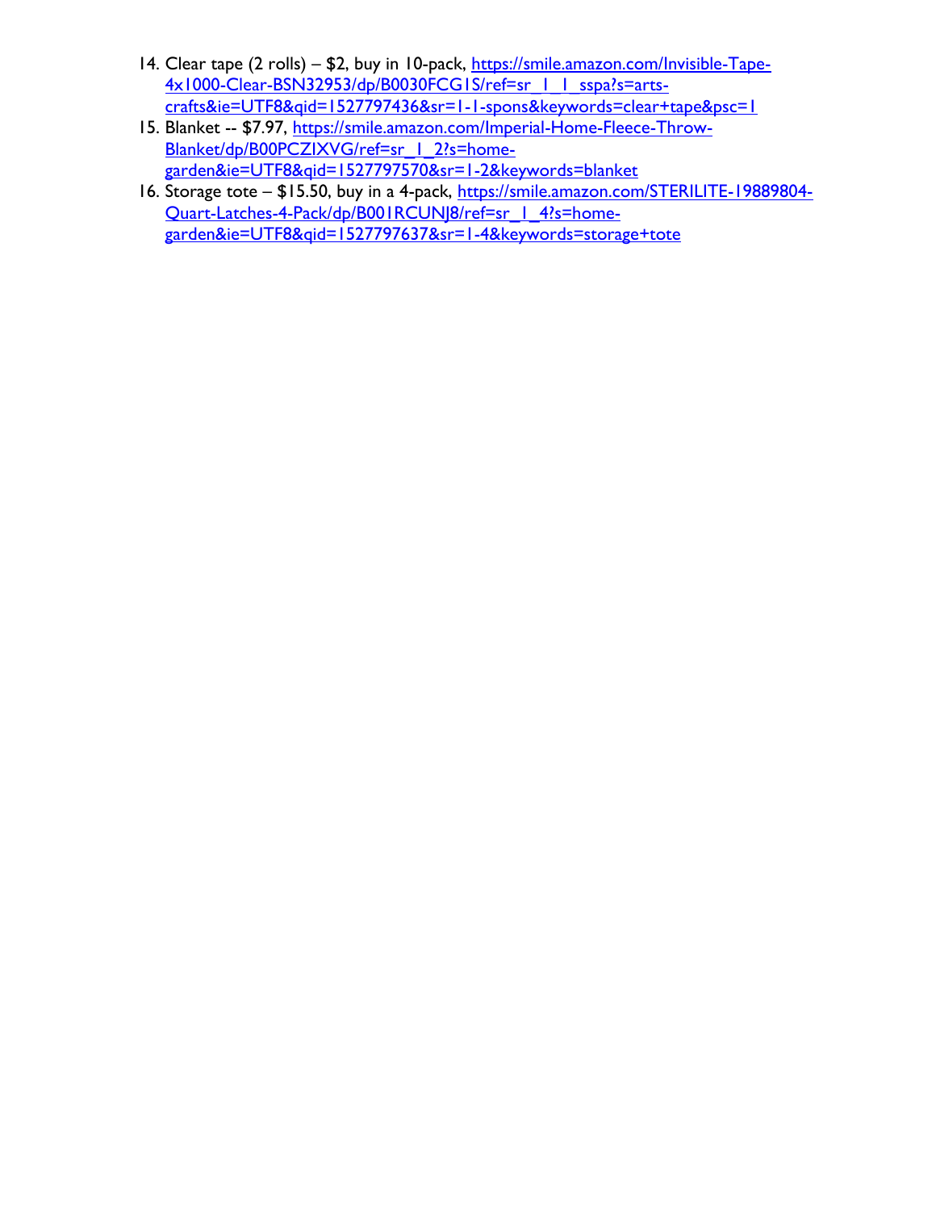14. Clear tape (2 rolls) – $2, buy in 10-pack, [https://smile.amazon.com/Invisible-Tape-4x1000-Clear-BSN32953/dp/B0030FCG1S/ref=sr_1_1_sspa?s=arts-crafts&ie=UTF8&qid=1527797436&sr=1-1-spons&keywords=clear+tape&psc=1](https://smile.amazon.com/Invisible-Tape-4x1000-Clear-BSN32953/dp/B0030FCG1S/ref=sr_1_1_sspa?s=arts-crafts&ie=UTF8&qid=1527797436&sr=1-1-spons&keywords=clear+tape&psc=1)
15. Blanket -- $7.97, [https://smile.amazon.com/Imperial-Home-Fleece-Throw-Blanket/dp/B00PCZIXVG/ref=sr_1_2?s=home-garden&ie=UTF8&qid=1527797570&sr=1-2&keywords=blanket](https://smile.amazon.com/Imperial-Home-Fleece-Throw-Blanket/dp/B00PCZIXVG/ref=sr_1_2?s=home-garden&ie=UTF8&qid=1527797570&sr=1-2&keywords=blanket)
16. Storage tote – $15.50, buy in a 4-pack, [https://smile.amazon.com/STERILITE-19889804-Quart-Latches-4-Pack/dp/B001RCUNJ8/ref=sr_1_4?s=home-garden&ie=UTF8&qid=1527797637&sr=1-4&keywords=storage+tote](https://smile.amazon.com/STERILITE-19889804-Quart-Latches-4-Pack/dp/B001RCUNJ8/ref=sr_1_4?s=home-garden&ie=UTF8&qid=1527797637&sr=1-4&keywords=storage+tote)